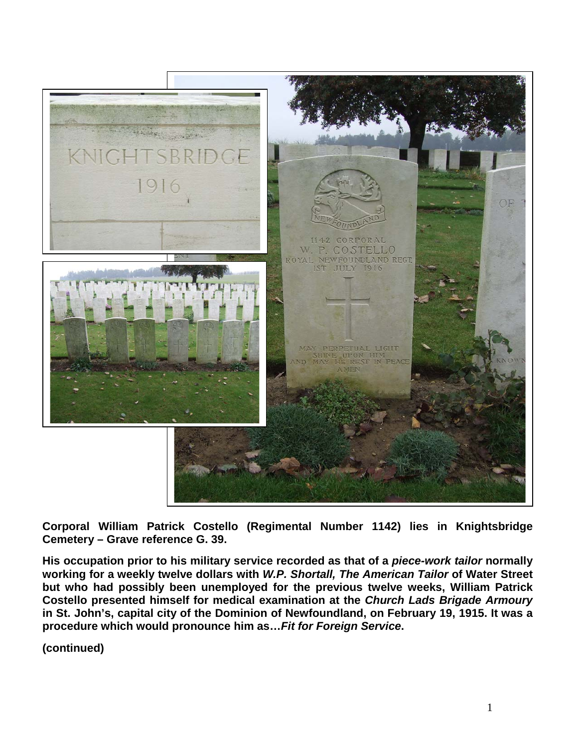**Corporal William Patrick Costello (Regimental Number 1142) lies in Knightsbridge Cemetery – Grave reference G. 39.**

**His occupation prior to his military service recorded as that of a *piece-work tailor* normally working for a weekly twelve dollars with *W.P. Shortall, The American Tailor* of Water Street but who had possibly been unemployed for the previous twelve weeks, William Patrick Costello presented himself for medical examination at the *Church Lads Brigade Armoury* in St. John's, capital city of the Dominion of Newfoundland, on February 19, 1915. It was a procedure which would pronounce him as…*Fit for Foreign Service*.**

**(continued)**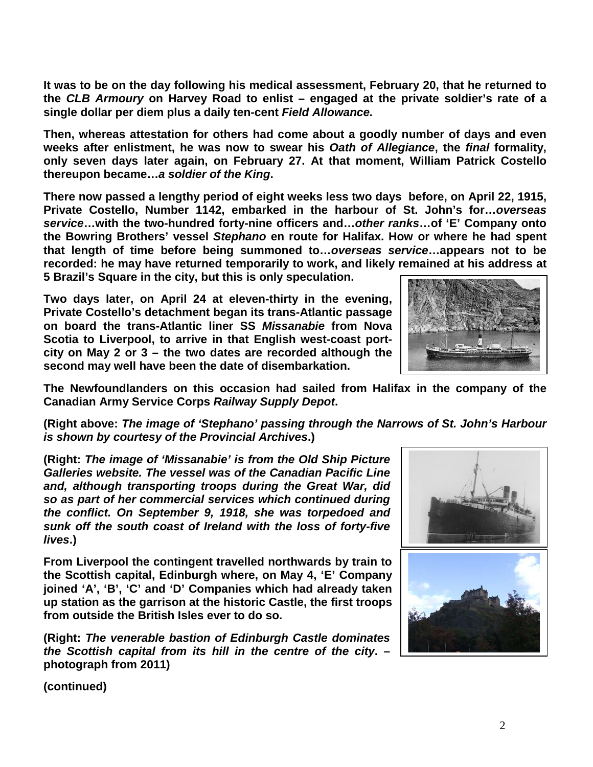**It was to be on the day following his medical assessment, February 20, that he returned to the *CLB Armoury* on Harvey Road to enlist – engaged at the private soldier's rate of a single dollar per diem plus a daily ten-cent *Field Allowance.***

**Then, whereas attestation for others had come about a goodly number of days and even weeks after enlistment, he was now to swear his *Oath of Allegiance*, the *final* formality, only seven days later again, on February 27. At that moment, William Patrick Costello thereupon became…*a soldier of the King*.**

**There now passed a lengthy period of eight weeks less two days before, on April 22, 1915, Private Costello, Number 1142, embarked in the harbour of St. John's for…*overseas service*…with the two-hundred forty-nine officers and…*other ranks*…of 'E' Company onto the Bowring Brothers' vessel *Stephano* en route for Halifax. How or where he had spent that length of time before being summoned to…*overseas service*…appears not to be recorded: he may have returned temporarily to work, and likely remained at his address at 5 Brazil's Square in the city, but this is only speculation.**

**Two days later, on April 24 at eleven-thirty in the evening, Private Costello's detachment began its trans-Atlantic passage on board the trans-Atlantic liner SS *Missanabie* from Nova Scotia to Liverpool, to arrive in that English west-coast port-city on May 2 or 3 – the two dates are recorded although the second may well have been the date of disembarkation.**

**The Newfoundlanders on this occasion had sailed from Halifax in the company of the Canadian Army Service Corps *Railway Supply Depot*.**

**(Right above: *The image of 'Stephano' passing through the Narrows of St. John's Harbour is shown by courtesy of the Provincial Archives*.)**

**(Right: *The image of 'Missanabie' is from the Old Ship Picture Galleries website. The vessel was of the Canadian Pacific Line and, although transporting troops during the Great War, did so as part of her commercial services which continued during the conflict. On September 9, 1918, she was torpedoed and sunk off the south coast of Ireland with the loss of forty-five lives*.)**

**From Liverpool the contingent travelled northwards by train to the Scottish capital, Edinburgh where, on May 4, 'E' Company joined 'A', 'B', 'C' and 'D' Companies which had already taken up station as the garrison at the historic Castle, the first troops from outside the British Isles ever to do so.**

**(Right: *The venerable bastion of Edinburgh Castle dominates the Scottish capital from its hill in the centre of the city*. – photograph from 2011)**

**(continued)**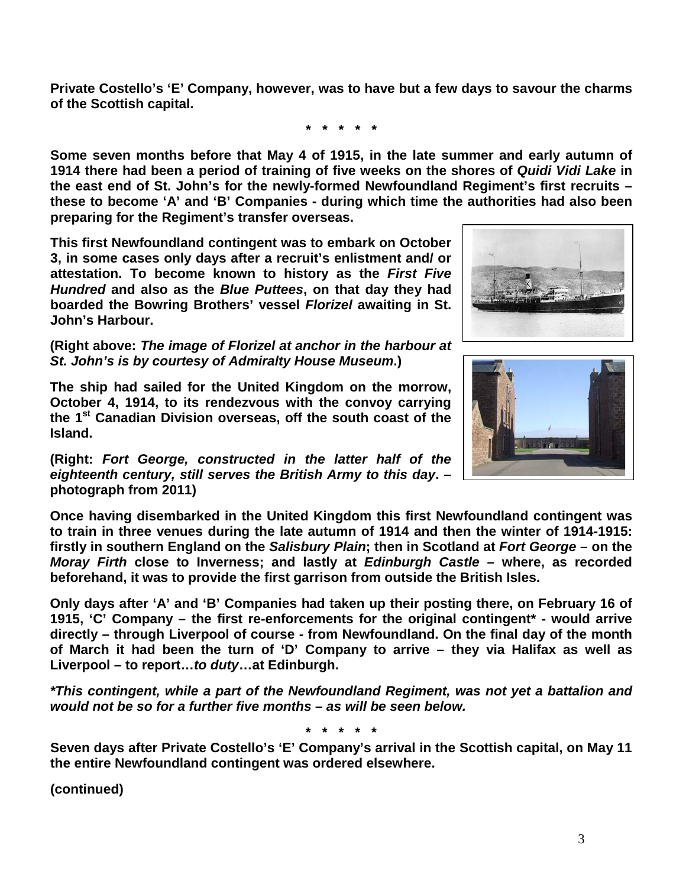**Private Costello's 'E' Company, however, was to have but a few days to savour the charms of the Scottish capital.**

**\* \* \* \* \***

**Some seven months before that May 4 of 1915, in the late summer and early autumn of 1914 there had been a period of training of five weeks on the shores of *Quidi Vidi Lake* in the east end of St. John's for the newly-formed Newfoundland Regiment's first recruits – these to become 'A' and 'B' Companies - during which time the authorities had also been preparing for the Regiment's transfer overseas.**

**This first Newfoundland contingent was to embark on October 3, in some cases only days after a recruit's enlistment and/ or attestation. To become known to history as the *First Five Hundred* and also as the *Blue Puttees*, on that day they had boarded the Bowring Brothers' vessel *Florizel* awaiting in St. John's Harbour.**

**(Right above: *The image of Florizel at anchor in the harbour at St. John's is by courtesy of Admiralty House Museum*.)**

**The ship had sailed for the United Kingdom on the morrow, October 4, 1914, to its rendezvous with the convoy carrying the 1st Canadian Division overseas, off the south coast of the Island.**

**(Right: *Fort George, constructed in the latter half of the eighteenth century, still serves the British Army to this day*. – photograph from 2011)**

**Once having disembarked in the United Kingdom this first Newfoundland contingent was to train in three venues during the late autumn of 1914 and then the winter of 1914-1915: firstly in southern England on the *Salisbury Plain*; then in Scotland at *Fort George* – on the *Moray Firth* close to Inverness; and lastly at *Edinburgh Castle* – where, as recorded beforehand, it was to provide the first garrison from outside the British Isles.**

**Only days after 'A' and 'B' Companies had taken up their posting there, on February 16 of 1915, 'C' Company – the first re-enforcements for the original contingent\* - would arrive directly – through Liverpool of course - from Newfoundland. On the final day of the month of March it had been the turn of 'D' Company to arrive – they via Halifax as well as Liverpool – to report…*to duty*…at Edinburgh.**

***\*This contingent, while a part of the Newfoundland Regiment, was not yet a battalion and would not be so for a further five months – as will be seen below.***

**\* \* \* \* \***

**Seven days after Private Costello's 'E' Company's arrival in the Scottish capital, on May 11 the entire Newfoundland contingent was ordered elsewhere.**

**(continued)**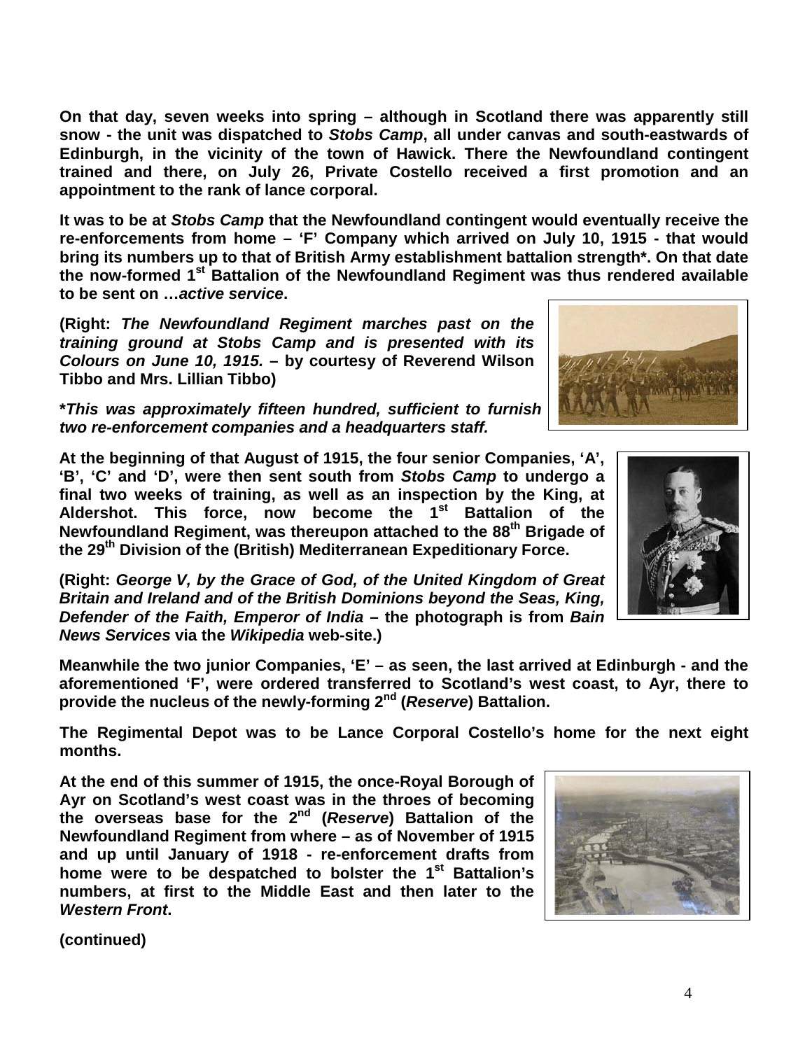**On that day, seven weeks into spring – although in Scotland there was apparently still snow - the unit was dispatched to *Stobs Camp*, all under canvas and south-eastwards of Edinburgh, in the vicinity of the town of Hawick. There the Newfoundland contingent trained and there, on July 26, Private Costello received a first promotion and an appointment to the rank of lance corporal.**

**It was to be at *Stobs Camp* that the Newfoundland contingent would eventually receive the re-enforcements from home – 'F' Company which arrived on July 10, 1915 - that would bring its numbers up to that of British Army establishment battalion strength\*. On that date the now-formed 1st Battalion of the Newfoundland Regiment was thus rendered available to be sent on …*active service*.**

**(Right: *The Newfoundland Regiment marches past on the training ground at Stobs Camp and is presented with its Colours on June 10, 1915.* – by courtesy of Reverend Wilson Tibbo and Mrs. Lillian Tibbo)**

***This was approximately fifteen hundred, sufficient to furnish two re-enforcement companies and a headquarters staff.***

**At the beginning of that August of 1915, the four senior Companies, 'A', 'B', 'C' and 'D', were then sent south from *Stobs Camp* to undergo a final two weeks of training, as well as an inspection by the King, at Aldershot. This force, now become the 1st Battalion of the Newfoundland Regiment, was thereupon attached to the 88th Brigade of the 29th Division of the (British) Mediterranean Expeditionary Force.**

**(Right: *George V, by the Grace of God, of the United Kingdom of Great Britain and Ireland and of the British Dominions beyond the Seas, King, Defender of the Faith, Emperor of India* – the photograph is from *Bain News Services* via the *Wikipedia* web-site.)**

**Meanwhile the two junior Companies, 'E' – as seen, the last arrived at Edinburgh - and the aforementioned 'F', were ordered transferred to Scotland's west coast, to Ayr, there to provide the nucleus of the newly-forming 2nd (*Reserve*) Battalion.**

**The Regimental Depot was to be Lance Corporal Costello's home for the next eight months.**

**At the end of this summer of 1915, the once-Royal Borough of Ayr on Scotland's west coast was in the throes of becoming the overseas base for the 2nd (*Reserve*) Battalion of the Newfoundland Regiment from where – as of November of 1915 and up until January of 1918 - re-enforcement drafts from home were to be despatched to bolster the 1st Battalion's numbers, at first to the Middle East and then later to the *Western Front*.**

**(continued)**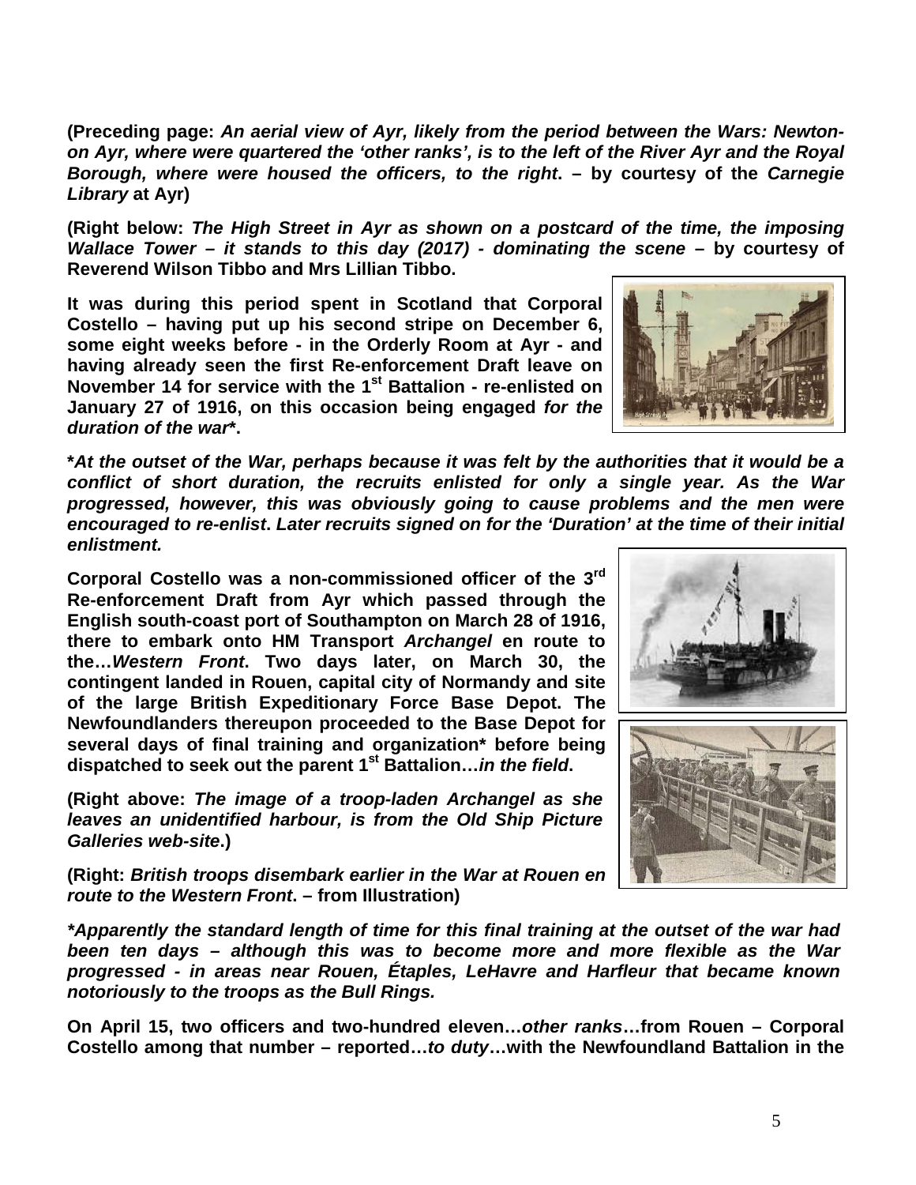**(Preceding page: *An aerial view of Ayr, likely from the period between the Wars: Newton-on Ayr, where were quartered the 'other ranks', is to the left of the River Ayr and the Royal Borough, where were housed the officers, to the right*. – by courtesy of the *Carnegie Library* at Ayr)**

**(Right below: *The High Street in Ayr as shown on a postcard of the time, the imposing Wallace Tower – it stands to this day (2017) - dominating the scene* – by courtesy of Reverend Wilson Tibbo and Mrs Lillian Tibbo.**

**It was during this period spent in Scotland that Corporal Costello – having put up his second stripe on December 6, some eight weeks before - in the Orderly Room at Ayr - and having already seen the first Re-enforcement Draft leave on November 14 for service with the 1st Battalion - re-enlisted on January 27 of 1916, on this occasion being engaged *for the duration of the war****.**

***At the outset of the War, perhaps because it was felt by the authorities that it would be a conflict of short duration, the recruits enlisted for only a single year. As the War progressed, however, this was obviously going to cause problems and the men were encouraged to re-enlist. Later recruits signed on for the 'Duration' at the time of their initial enlistment.***

**Corporal Costello was a non-commissioned officer of the 3rd Re-enforcement Draft from Ayr which passed through the English south-coast port of Southampton on March 28 of 1916, there to embark onto HM Transport *Archangel* en route to the…*Western Front*. Two days later, on March 30, the contingent landed in Rouen, capital city of Normandy and site of the large British Expeditionary Force Base Depot. The Newfoundlanders thereupon proceeded to the Base Depot for several days of final training and organization* before being dispatched to seek out the parent 1st Battalion…*in the field*.**

**(Right above: *The image of a troop-laden Archangel as she leaves an unidentified harbour, is from the Old Ship Picture Galleries web-site*.)**

**(Right: *British troops disembark earlier in the War at Rouen en route to the Western Front*. – from Illustration)**

***\*Apparently the standard length of time for this final training at the outset of the war had been ten days – although this was to become more and more flexible as the War progressed - in areas near Rouen, Étaples, LeHavre and Harfleur that became known notoriously to the troops as the Bull Rings.***

**On April 15, two officers and two-hundred eleven…*other ranks*…from Rouen – Corporal Costello among that number – reported…*to duty*…with the Newfoundland Battalion in the**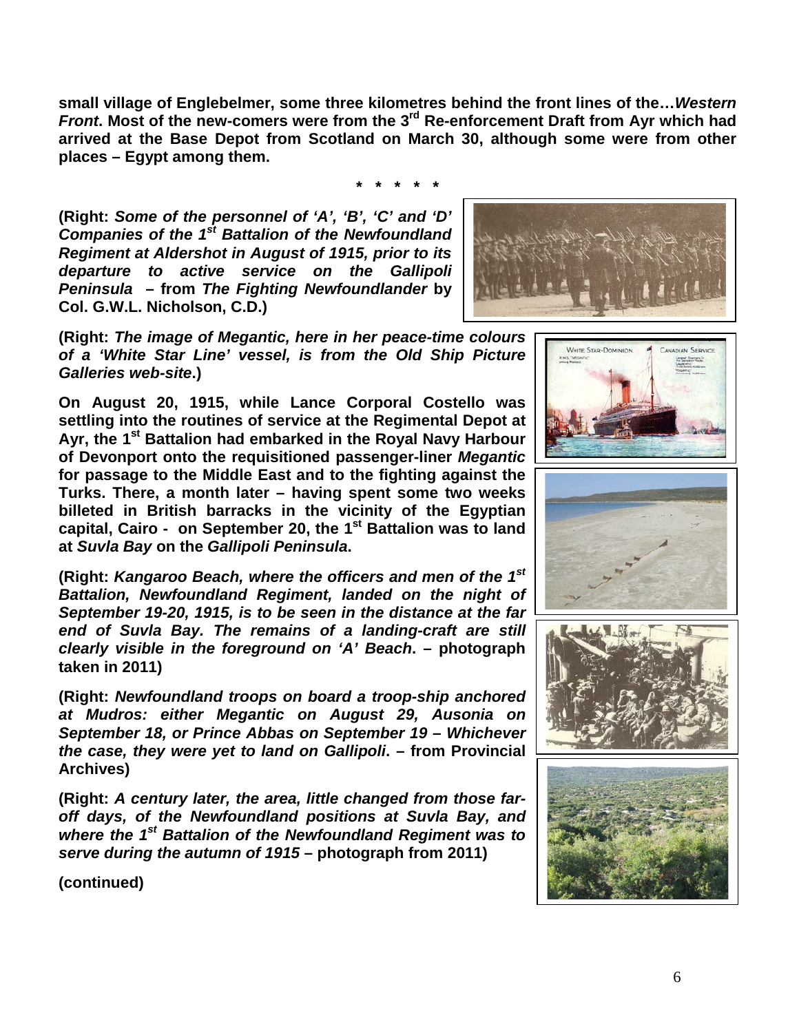**small village of Englebelmer, some three kilometres behind the front lines of the…*Western Front*. Most of the new-comers were from the 3rd Re-enforcement Draft from Ayr which had arrived at the Base Depot from Scotland on March 30, although some were from other places – Egypt among them.**

**\* \* \* \* \***

**(Right: *Some of the personnel of 'A', 'B', 'C' and 'D' Companies of the 1st Battalion of the Newfoundland Regiment at Aldershot in August of 1915, prior to its departure to active service on the Gallipoli Peninsula* – from *The Fighting Newfoundlander* by Col. G.W.L. Nicholson, C.D.)**

**(Right: *The image of Megantic, here in her peace-time colours of a 'White Star Line' vessel, is from the Old Ship Picture Galleries web-site*.)**

**On August 20, 1915, while Lance Corporal Costello was settling into the routines of service at the Regimental Depot at Ayr, the 1st Battalion had embarked in the Royal Navy Harbour of Devonport onto the requisitioned passenger-liner *Megantic* for passage to the Middle East and to the fighting against the Turks. There, a month later – having spent some two weeks billeted in British barracks in the vicinity of the Egyptian capital, Cairo - on September 20, the 1st Battalion was to land at *Suvla Bay* on the *Gallipoli Peninsula*.**

**(Right: *Kangaroo Beach, where the officers and men of the 1st Battalion, Newfoundland Regiment, landed on the night of September 19-20, 1915, is to be seen in the distance at the far end of Suvla Bay. The remains of a landing-craft are still clearly visible in the foreground on 'A' Beach*. – photograph taken in 2011)**

**(Right: *Newfoundland troops on board a troop-ship anchored at Mudros: either Megantic on August 29, Ausonia on September 18, or Prince Abbas on September 19 – Whichever the case, they were yet to land on Gallipoli*. – from Provincial Archives)**

**(Right: *A century later, the area, little changed from those far-off days, of the Newfoundland positions at Suvla Bay, and where the 1st Battalion of the Newfoundland Regiment was to serve during the autumn of 1915* – photograph from 2011)**

**(continued)**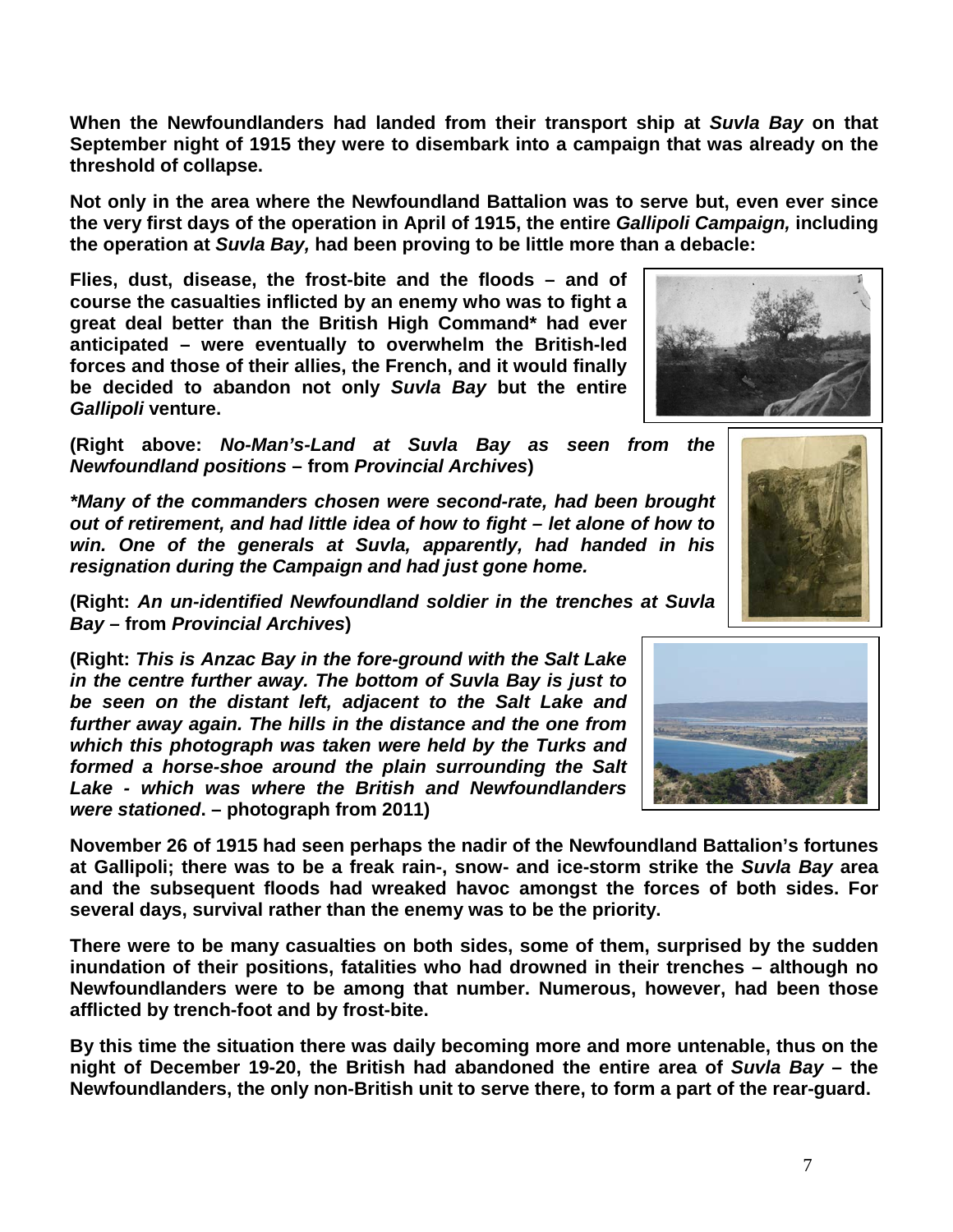**When the Newfoundlanders had landed from their transport ship at *Suvla Bay* on that September night of 1915 they were to disembark into a campaign that was already on the threshold of collapse.**

**Not only in the area where the Newfoundland Battalion was to serve but, even ever since the very first days of the operation in April of 1915, the entire *Gallipoli Campaign,* including the operation at *Suvla Bay,* had been proving to be little more than a debacle:**

**Flies, dust, disease, the frost-bite and the floods – and of course the casualties inflicted by an enemy who was to fight a great deal better than the British High Command\* had ever anticipated – were eventually to overwhelm the British-led forces and those of their allies, the French, and it would finally be decided to abandon not only *Suvla Bay* but the entire *Gallipoli* venture.**

**(Right above: *No-Man's-Land at Suvla Bay as seen from the Newfoundland positions* – from *Provincial Archives*)**

***\*Many of the commanders chosen were second-rate, had been brought out of retirement, and had little idea of how to fight – let alone of how to win. One of the generals at Suvla, apparently, had handed in his resignation during the Campaign and had just gone home.***

**(Right: *An un-identified Newfoundland soldier in the trenches at Suvla Bay* – from *Provincial Archives*)**

**(Right: *This is Anzac Bay in the fore-ground with the Salt Lake in the centre further away. The bottom of Suvla Bay is just to be seen on the distant left, adjacent to the Salt Lake and further away again. The hills in the distance and the one from which this photograph was taken were held by the Turks and formed a horse-shoe around the plain surrounding the Salt Lake - which was where the British and Newfoundlanders were stationed*. – photograph from 2011)**

**November 26 of 1915 had seen perhaps the nadir of the Newfoundland Battalion's fortunes at Gallipoli; there was to be a freak rain-, snow- and ice-storm strike the *Suvla Bay* area and the subsequent floods had wreaked havoc amongst the forces of both sides. For several days, survival rather than the enemy was to be the priority.**

**There were to be many casualties on both sides, some of them, surprised by the sudden inundation of their positions, fatalities who had drowned in their trenches – although no Newfoundlanders were to be among that number. Numerous, however, had been those afflicted by trench-foot and by frost-bite.**

**By this time the situation there was daily becoming more and more untenable, thus on the night of December 19-20, the British had abandoned the entire area of *Suvla Bay* – the Newfoundlanders, the only non-British unit to serve there, to form a part of the rear-guard.**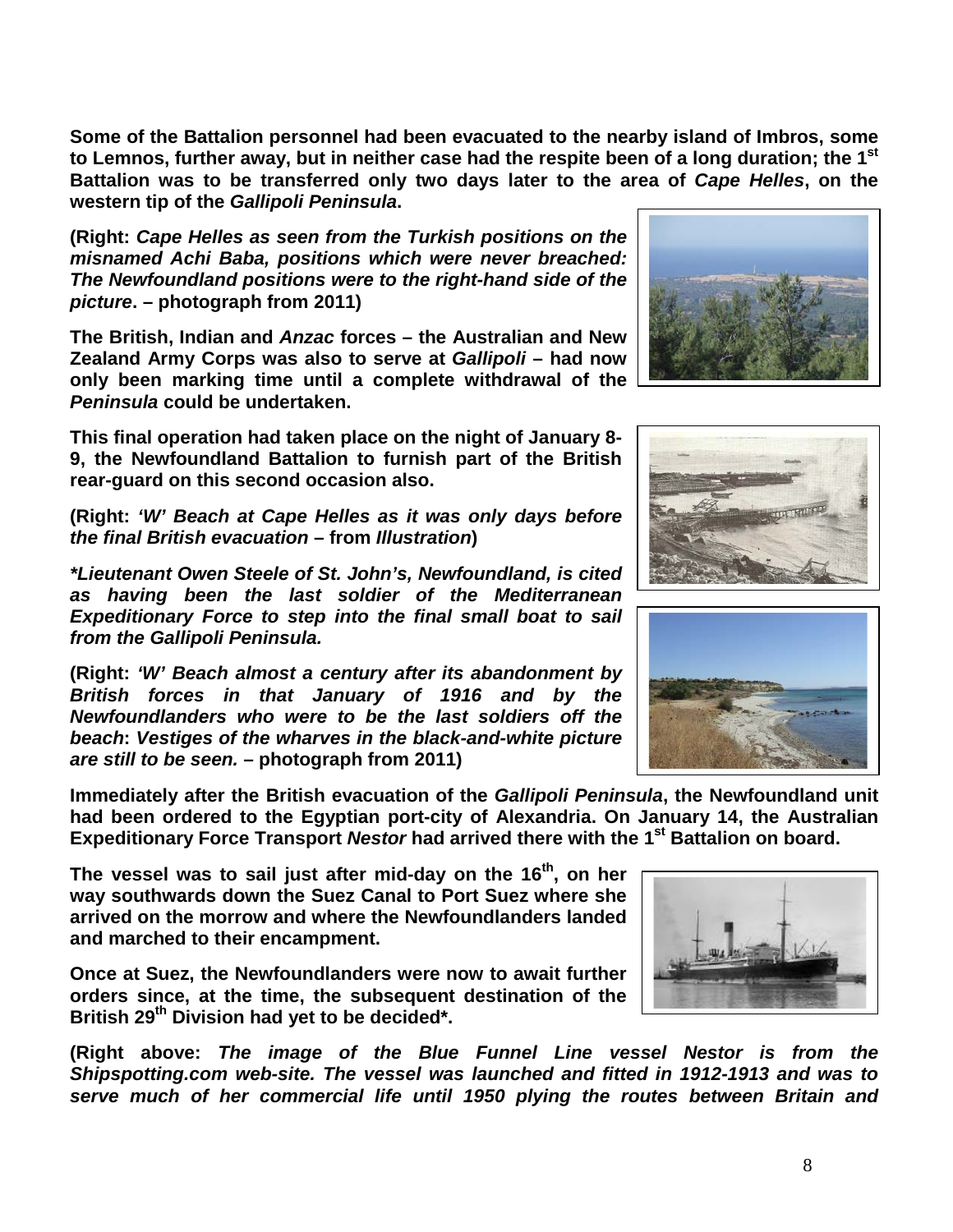**Some of the Battalion personnel had been evacuated to the nearby island of Imbros, some to Lemnos, further away, but in neither case had the respite been of a long duration; the 1st Battalion was to be transferred only two days later to the area of *Cape Helles*, on the western tip of the *Gallipoli Peninsula*.**

**(Right: *Cape Helles as seen from the Turkish positions on the misnamed Achi Baba, positions which were never breached: The Newfoundland positions were to the right-hand side of the picture*. – photograph from 2011)**

**The British, Indian and *Anzac* forces – the Australian and New Zealand Army Corps was also to serve at *Gallipoli* – had now only been marking time until a complete withdrawal of the *Peninsula* could be undertaken.**

**This final operation had taken place on the night of January 8-9, the Newfoundland Battalion to furnish part of the British rear-guard on this second occasion also.**

**(Right: *'W' Beach at Cape Helles as it was only days before the final British evacuation* – from *Illustration*)**

***\*Lieutenant Owen Steele of St. John's, Newfoundland, is cited as having been the last soldier of the Mediterranean Expeditionary Force to step into the final small boat to sail from the Gallipoli Peninsula.***

**(Right: *'W' Beach almost a century after its abandonment by British forces in that January of 1916 and by the Newfoundlanders who were to be the last soldiers off the beach*: *Vestiges of the wharves in the black-and-white picture are still to be seen.* – photograph from 2011)**

**Immediately after the British evacuation of the *Gallipoli Peninsula*, the Newfoundland unit had been ordered to the Egyptian port-city of Alexandria. On January 14, the Australian Expeditionary Force Transport *Nestor* had arrived there with the 1st Battalion on board.**

**The vessel was to sail just after mid-day on the 16th, on her way southwards down the Suez Canal to Port Suez where she arrived on the morrow and where the Newfoundlanders landed and marched to their encampment.**

**Once at Suez, the Newfoundlanders were now to await further orders since, at the time, the subsequent destination of the British 29th Division had yet to be decided\*.**

**(Right above: *The image of the Blue Funnel Line vessel Nestor is from the Shipspotting.com web-site. The vessel was launched and fitted in 1912-1913 and was to serve much of her commercial life until 1950 plying the routes between Britain and***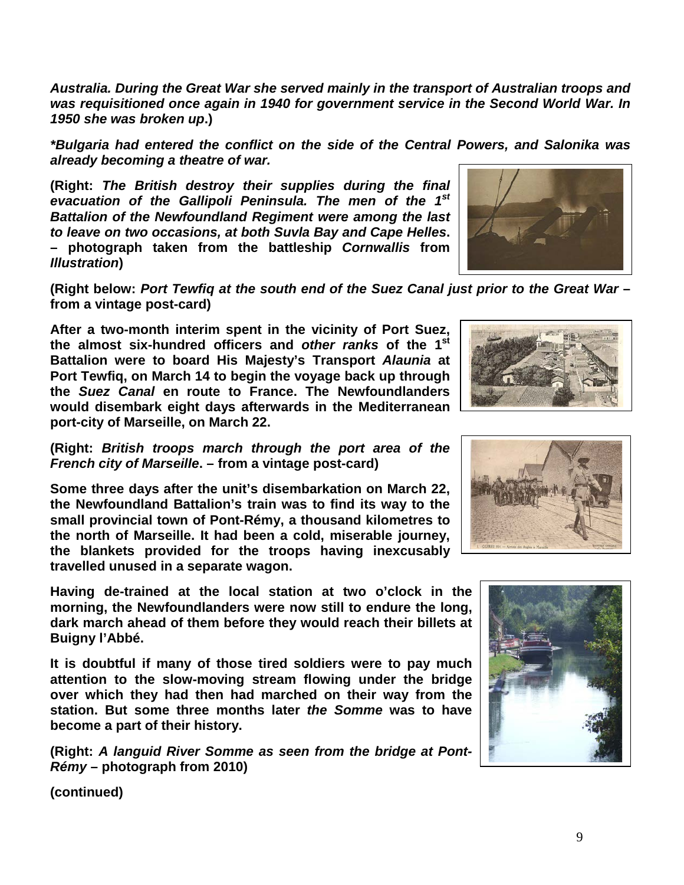***Australia. During the Great War she served mainly in the transport of Australian troops and was requisitioned once again in 1940 for government service in the Second World War. In 1950 she was broken up*.)**

***\*Bulgaria had entered the conflict on the side of the Central Powers, and Salonika was already becoming a theatre of war.***

**(Right: *The British destroy their supplies during the final evacuation of the Gallipoli Peninsula. The men of the 1st Battalion of the Newfoundland Regiment were among the last to leave on two occasions, at both Suvla Bay and Cape Helles*. – photograph taken from the battleship *Cornwallis* from *Illustration*)**

**(Right below: *Port Tewfiq at the south end of the Suez Canal just prior to the Great War* – from a vintage post-card)**

**After a two-month interim spent in the vicinity of Port Suez, the almost six-hundred officers and *other ranks* of the 1st Battalion were to board His Majesty's Transport *Alaunia* at Port Tewfiq, on March 14 to begin the voyage back up through the *Suez Canal* en route to France. The Newfoundlanders would disembark eight days afterwards in the Mediterranean port-city of Marseille, on March 22.**

**(Right: *British troops march through the port area of the French city of Marseille*. – from a vintage post-card)**

**Some three days after the unit's disembarkation on March 22, the Newfoundland Battalion's train was to find its way to the small provincial town of Pont-Rémy, a thousand kilometres to the north of Marseille. It had been a cold, miserable journey, the blankets provided for the troops having inexcusably travelled unused in a separate wagon.**

**Having de-trained at the local station at two o'clock in the morning, the Newfoundlanders were now still to endure the long, dark march ahead of them before they would reach their billets at Buigny l'Abbé.**

**It is doubtful if many of those tired soldiers were to pay much attention to the slow-moving stream flowing under the bridge over which they had then had marched on their way from the station. But some three months later *the Somme* was to have become a part of their history.**

**(Right: *A languid River Somme as seen from the bridge at Pont-Rémy* – photograph from 2010)**

**(continued)**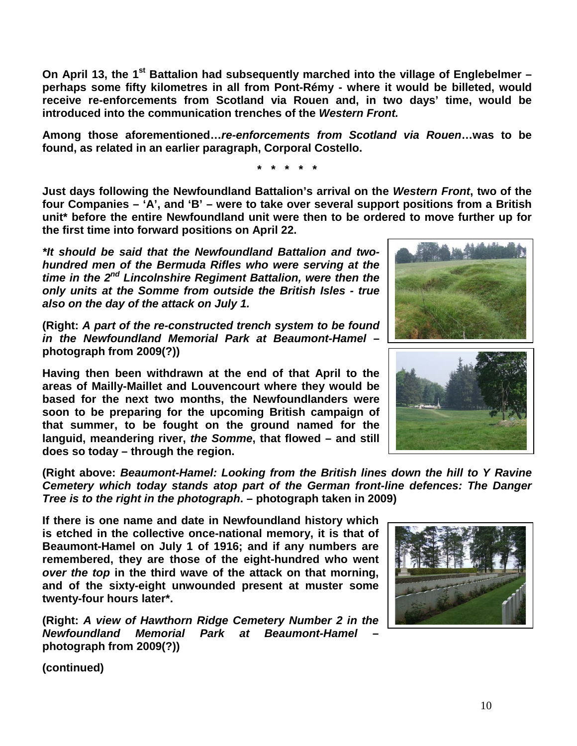**On April 13, the 1st Battalion had subsequently marched into the village of Englebelmer – perhaps some fifty kilometres in all from Pont-Rémy - where it would be billeted, would receive re-enforcements from Scotland via Rouen and, in two days' time, would be introduced into the communication trenches of the *Western Front.***

**Among those aforementioned…*re-enforcements from Scotland via Rouen*…was to be found, as related in an earlier paragraph, Corporal Costello.**

**\* \* \* \* \***

**Just days following the Newfoundland Battalion's arrival on the *Western Front*, two of the four Companies – 'A', and 'B' – were to take over several support positions from a British unit\* before the entire Newfoundland unit were then to be ordered to move further up for the first time into forward positions on April 22.**

***\*It should be said that the Newfoundland Battalion and two-hundred men of the Bermuda Rifles who were serving at the time in the 2nd Lincolnshire Regiment Battalion, were then the only units at the Somme from outside the British Isles - true also on the day of the attack on July 1.***

**(Right: *A part of the re-constructed trench system to be found in the Newfoundland Memorial Park at Beaumont-Hamel* – photograph from 2009(?))**

**Having then been withdrawn at the end of that April to the areas of Mailly-Maillet and Louvencourt where they would be based for the next two months, the Newfoundlanders were soon to be preparing for the upcoming British campaign of that summer, to be fought on the ground named for the languid, meandering river, *the Somme*, that flowed – and still does so today – through the region.**

**(Right above: *Beaumont-Hamel: Looking from the British lines down the hill to Y Ravine Cemetery which today stands atop part of the German front-line defences: The Danger Tree is to the right in the photograph*. – photograph taken in 2009)**

**If there is one name and date in Newfoundland history which is etched in the collective once-national memory, it is that of Beaumont-Hamel on July 1 of 1916; and if any numbers are remembered, they are those of the eight-hundred who went *over the top* in the third wave of the attack on that morning, and of the sixty-eight unwounded present at muster some twenty-four hours later\*.**

**(Right: *A view of Hawthorn Ridge Cemetery Number 2 in the Newfoundland Memorial Park at Beaumont-Hamel* – photograph from 2009(?))**

**(continued)**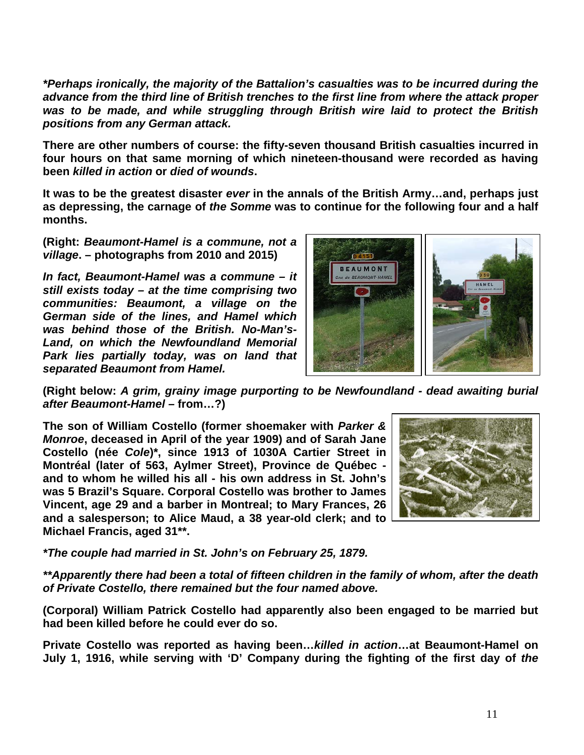***Perhaps ironically, the majority of the Battalion's casualties was to be incurred during the advance from the third line of British trenches to the first line from where the attack proper was to be made, and while struggling through British wire laid to protect the British positions from any German attack.***

**There are other numbers of course: the fifty-seven thousand British casualties incurred in four hours on that same morning of which nineteen-thousand were recorded as having been *killed in action* or *died of wounds*.**

**It was to be the greatest disaster *ever* in the annals of the British Army…and, perhaps just as depressing, the carnage of *the Somme* was to continue for the following four and a half months.**

**(Right: *Beaumont-Hamel is a commune, not a village*. – photographs from 2010 and 2015)**

***In fact, Beaumont-Hamel was a commune – it still exists today – at the time comprising two communities: Beaumont, a village on the German side of the lines, and Hamel which was behind those of the British. No-Man's-Land, on which the Newfoundland Memorial Park lies partially today, was on land that separated Beaumont from Hamel.***

**(Right below: *A grim, grainy image purporting to be Newfoundland - dead awaiting burial after Beaumont-Hamel* – from…?)**

**The son of William Costello (former shoemaker with *Parker & Monroe*, deceased in April of the year 1909) and of Sarah Jane Costello (née *Cole*)\*, since 1913 of 1030A Cartier Street in Montréal (later of 563, Aylmer Street), Province de Québec - and to whom he willed his all - his own address in St. John's was 5 Brazil's Square. Corporal Costello was brother to James Vincent, age 29 and a barber in Montreal; to Mary Frances, 26 and a salesperson; to Alice Maud, a 38 year-old clerk; and to Michael Francis, aged 31\*\*.**

***\*The couple had married in St. John's on February 25, 1879.***

***\*\*Apparently there had been a total of fifteen children in the family of whom, after the death of Private Costello, there remained but the four named above.***

**(Corporal) William Patrick Costello had apparently also been engaged to be married but had been killed before he could ever do so.**

**Private Costello was reported as having been…*killed in action*…at Beaumont-Hamel on July 1, 1916, while serving with 'D' Company during the fighting of the first day of *the***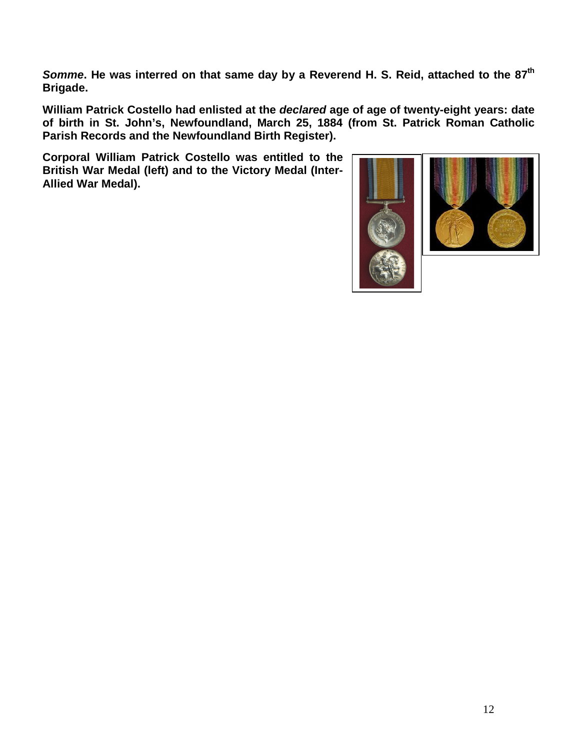***Somme*. He was interred on that same day by a Reverend H. S. Reid, attached to the 87th Brigade.**

**William Patrick Costello had enlisted at the *declared* age of age of twenty-eight years: date of birth in St. John's, Newfoundland, March 25, 1884 (from St. Patrick Roman Catholic Parish Records and the Newfoundland Birth Register).**

**Corporal William Patrick Costello was entitled to the British War Medal (left) and to the Victory Medal (Inter-Allied War Medal).**